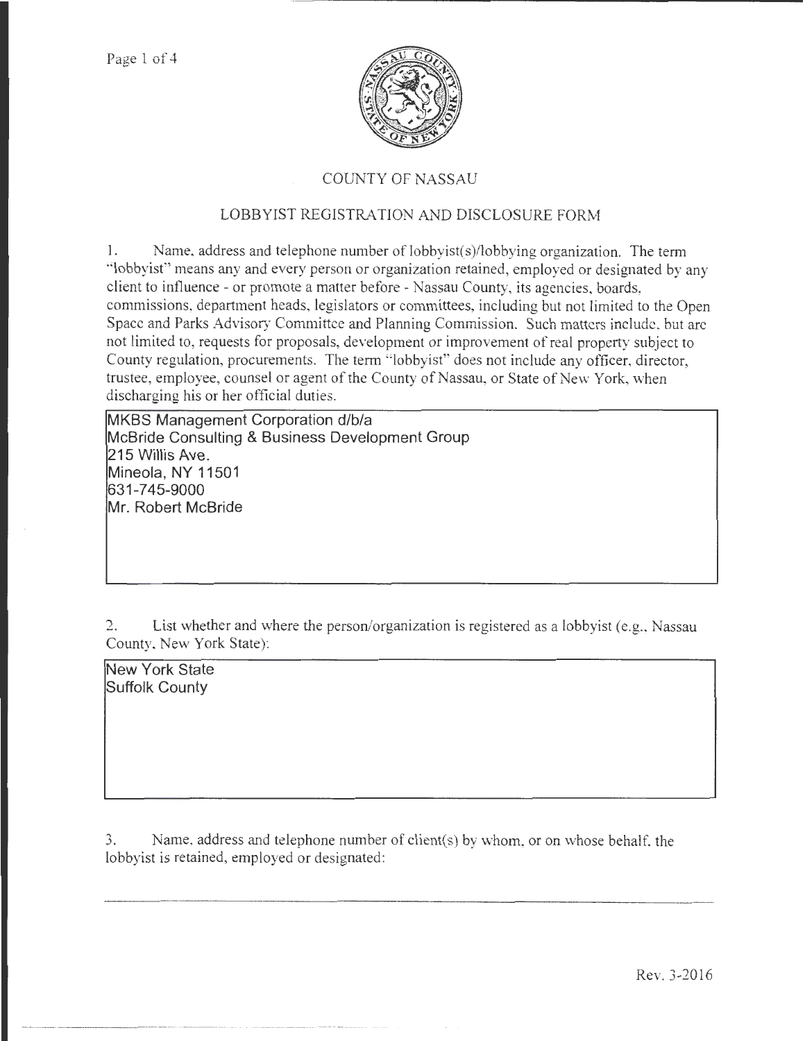# COUNTY OF NASSAU

## LOBBYIST REGISTRATION AND DISCLOSURE FORM

1. Name, address and telephone number of lobbyist(s)/lobbying organization. The term "lobbyist" means any and every person or organization retained, employed or designated by any client to influence - or promote a matter before - Nassau County, its agencies, boards, commissions, department heads, legislators or committees, including but not limited to the Open Space and Parks Advisory Committee and Planning Commission. Such matters include, but are not limited to, requests for proposals, development or improvement of real property subject to County regulation, procurements. The term "lobbyist" does not include any officer, director, trustee, employee, counsel or agent of the County of Nassau, or State of New York, when discharging his or her official duties.

MKBS Management Corporation d/b/a
McBride Consulting & Business Development Group
215 Willis Ave.
Mineola, NY 11501
631-745-9000
Mr. Robert McBride

2. List whether and where the person/organization is registered as a lobbyist (e.g., Nassau County, New York State):

New York State
Suffolk County

3. Name, address and telephone number of client(s) by whom, or on whose behalf, the lobbyist is retained, employed or designated: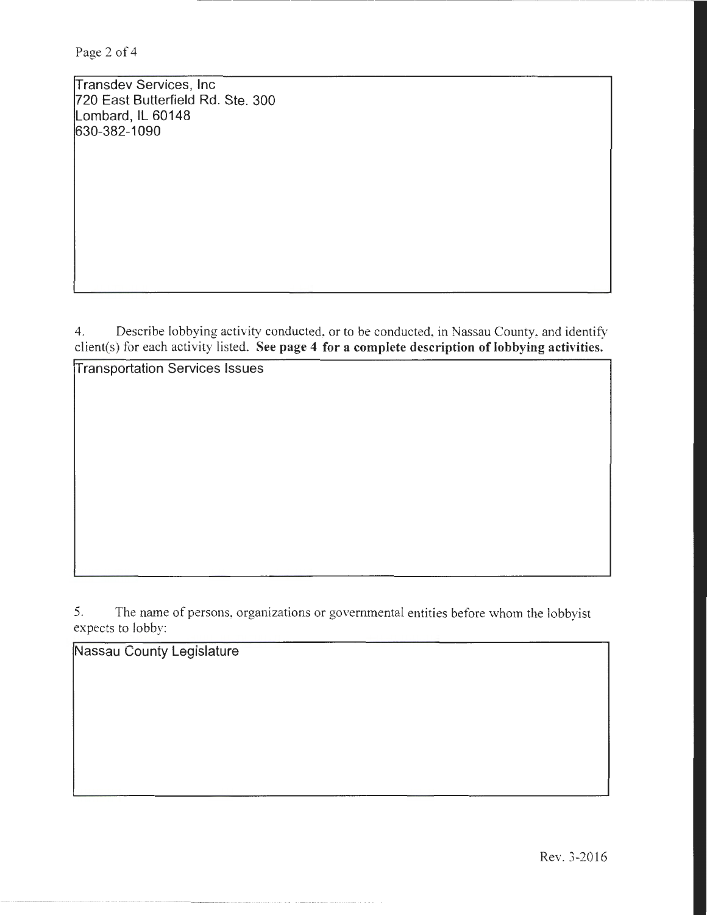Transdev Services, Inc
720 East Butterfield Rd. Ste. 300
Lombard, IL 60148
630-382-1090

4. Describe lobbying activity conducted, or to be conducted, in Nassau County, and identify client(s) for each activity listed. **See page 4 for a complete description of lobbying activities.**

Transportation Services Issues

5. The name of persons, organizations or governmental entities before whom the lobbyist expects to lobby:

Nassau County Legislature

Rev. 3-2016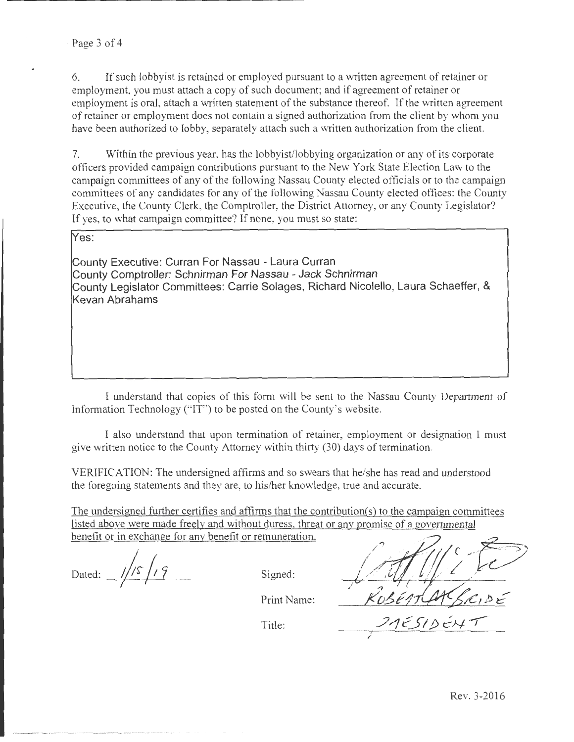6. If such lobbyist is retained or employed pursuant to a written agreement of retainer or employment, you must attach a copy of such document; and if agreement of retainer or employment is oral, attach a written statement of the substance thereof. If the written agreement of retainer or employment does not contain a signed authorization from the client by whom you have been authorized to lobby, separately attach such a written authorization from the client.

7. Within the previous year, has the lobbyist/lobbying organization or any of its corporate officers provided campaign contributions pursuant to the New York State Election Law to the campaign committees of any of the following Nassau County elected officials or to the campaign committees of any candidates for any of the following Nassau County elected offices: the County Executive, the County Clerk, the Comptroller, the District Attorney, or any County Legislator? If yes, to what campaign committee? If none, you must so state:

> Yes:
>
> County Executive: Curran For Nassau - Laura Curran
> County Comptroller: Schnirman For Nassau - Jack Schnirman
> County Legislator Committees: Carrie Solages, Richard Nicolello, Laura Schaeffer, & Kevan Abrahams

I understand that copies of this form will be sent to the Nassau County Department of Information Technology ("IT") to be posted on the County's website.

I also understand that upon termination of retainer, employment or designation I must give written notice to the County Attorney within thirty (30) days of termination.

VERIFICATION: The undersigned affirms and so swears that he/she has read and understood the foregoing statements and they are, to his/her knowledge, true and accurate.

The undersigned further certifies and affirms that the contribution(s) to the campaign committees listed above were made freely and without duress, threat or any promise of a governmental benefit or in exchange for any benefit or remuneration.

Dated: 1/15/19

Signed: [signature]

Print Name: ROBERT McBRIDE

Title: PRESIDENT

Rev. 3-2016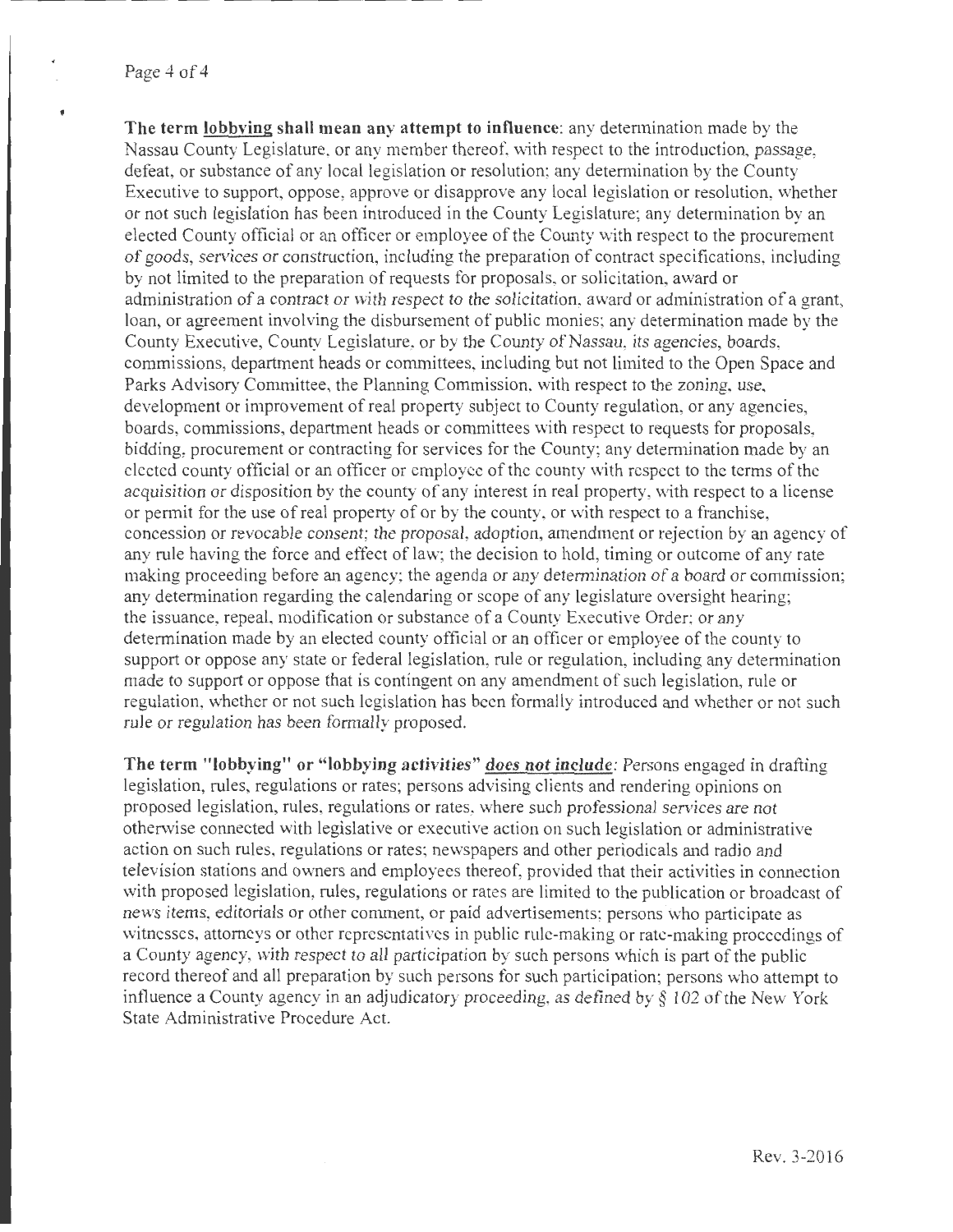**The term lobbying shall mean any attempt to influence**: any determination made by the Nassau County Legislature, or any member thereof, with respect to the introduction, passage, defeat, or substance of any local legislation or resolution; any determination by the County Executive to support, oppose, approve or disapprove any local legislation or resolution, whether or not such legislation has been introduced in the County Legislature; any determination by an elected County official or an officer or employee of the County with respect to the procurement of goods, services or construction, including the preparation of contract specifications, including by not limited to the preparation of requests for proposals, or solicitation, award or administration of a contract or with respect to the solicitation, award or administration of a grant, loan, or agreement involving the disbursement of public monies; any determination made by the County Executive, County Legislature, or by the County of Nassau, its agencies, boards, commissions, department heads or committees, including but not limited to the Open Space and Parks Advisory Committee, the Planning Commission, with respect to the zoning, use, development or improvement of real property subject to County regulation, or any agencies, boards, commissions, department heads or committees with respect to requests for proposals, bidding, procurement or contracting for services for the County; any determination made by an elected county official or an officer or employee of the county with respect to the terms of the acquisition or disposition by the county of any interest in real property, with respect to a license or permit for the use of real property of or by the county, or with respect to a franchise, concession or revocable consent; the proposal, adoption, amendment or rejection by an agency of any rule having the force and effect of law; the decision to hold, timing or outcome of any rate making proceeding before an agency; the agenda or any determination of a board or commission; any determination regarding the calendaring or scope of any legislature oversight hearing; the issuance, repeal, modification or substance of a County Executive Order; or any determination made by an elected county official or an officer or employee of the county to support or oppose any state or federal legislation, rule or regulation, including any determination made to support or oppose that is contingent on any amendment of such legislation, rule or regulation, whether or not such legislation has been formally introduced and whether or not such rule or regulation has been formally proposed.

**The term "lobbying" or "lobbying activities" *does not include***: Persons engaged in drafting legislation, rules, regulations or rates; persons advising clients and rendering opinions on proposed legislation, rules, regulations or rates, where such professional services are not otherwise connected with legislative or executive action on such legislation or administrative action on such rules, regulations or rates; newspapers and other periodicals and radio and television stations and owners and employees thereof, provided that their activities in connection with proposed legislation, rules, regulations or rates are limited to the publication or broadcast of news items, editorials or other comment, or paid advertisements; persons who participate as witnesses, attorneys or other representatives in public rule-making or rate-making proceedings of a County agency, with respect to all participation by such persons which is part of the public record thereof and all preparation by such persons for such participation; persons who attempt to influence a County agency in an adjudicatory proceeding, as defined by § 102 of the New York State Administrative Procedure Act.

Rev. 3-2016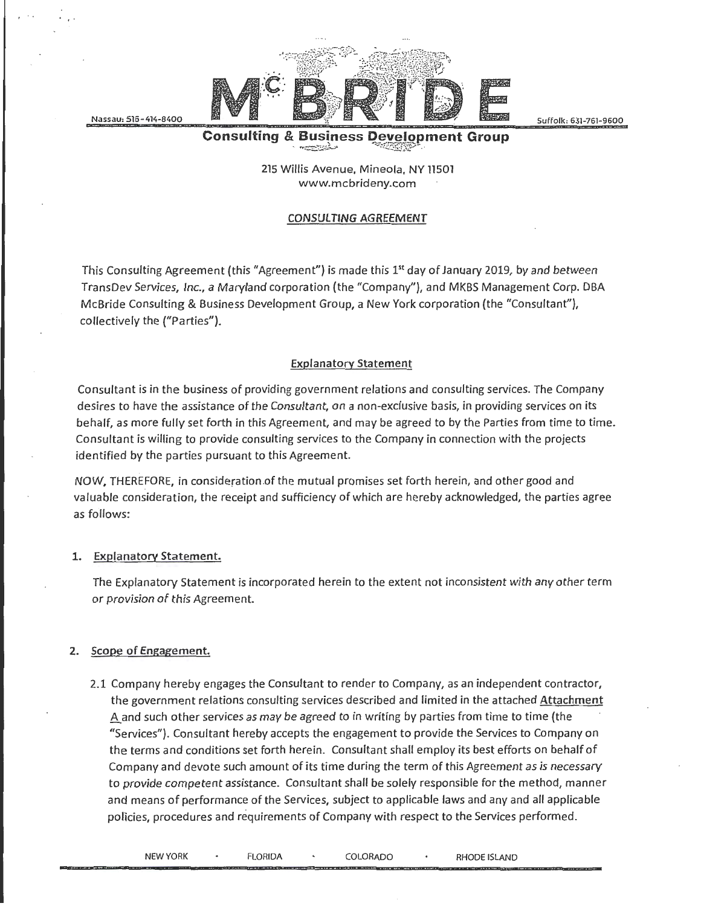# McBRIDE

**Consulting & Business Development Group**

215 Willis Avenue, Mineola, NY 11501
www.mcbrideny.com

Nassau: 516-414-8400 — Suffolk: 631-761-9600

## CONSULTING AGREEMENT

This Consulting Agreement (this "Agreement") is made this 1st day of January 2019, by and between TransDev Services, Inc., a Maryland corporation (the "Company"), and MKBS Management Corp. DBA McBride Consulting & Business Development Group, a New York corporation (the "Consultant"), collectively the ("Parties").

### Explanatory Statement

Consultant is in the business of providing government relations and consulting services. The Company desires to have the assistance of the Consultant, on a non-exclusive basis, in providing services on its behalf, as more fully set forth in this Agreement, and may be agreed to by the Parties from time to time. Consultant is willing to provide consulting services to the Company in connection with the projects identified by the parties pursuant to this Agreement.

NOW, THEREFORE, in consideration of the mutual promises set forth herein, and other good and valuable consideration, the receipt and sufficiency of which are hereby acknowledged, the parties agree as follows:

1. **Explanatory Statement.**

   The Explanatory Statement is incorporated herein to the extent not inconsistent with any other term or provision of this Agreement.

2. **Scope of Engagement.**

   2.1 Company hereby engages the Consultant to render to Company, as an independent contractor, the government relations consulting services described and limited in the attached Attachment A and such other services as may be agreed to in writing by parties from time to time (the "Services"). Consultant hereby accepts the engagement to provide the Services to Company on the terms and conditions set forth herein. Consultant shall employ its best efforts on behalf of Company and devote such amount of its time during the term of this Agreement as is necessary to provide competent assistance. Consultant shall be solely responsible for the method, manner and means of performance of the Services, subject to applicable laws and any and all applicable policies, procedures and requirements of Company with respect to the Services performed.

NEW YORK • FLORIDA • COLORADO • RHODE ISLAND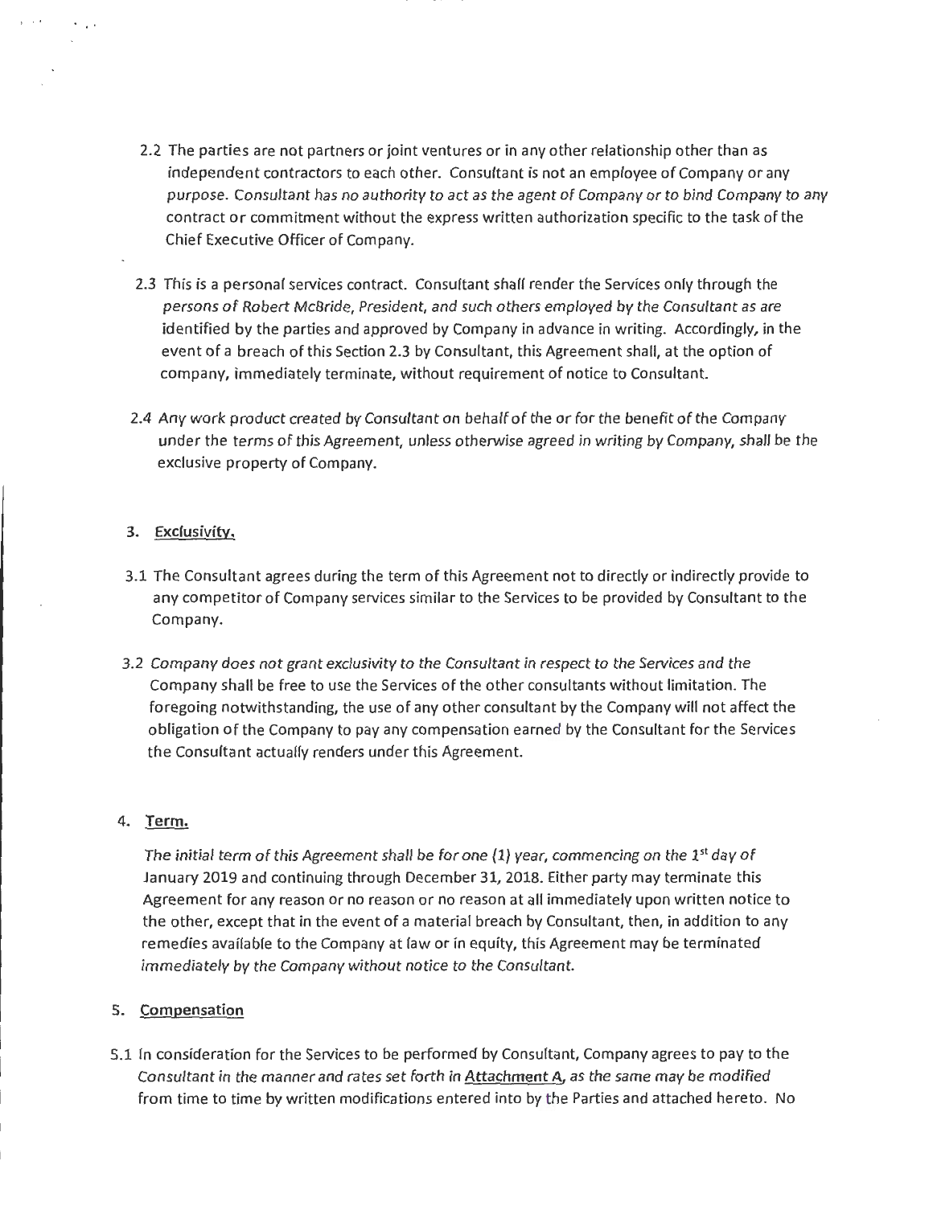2.2 The parties are not partners or joint ventures or in any other relationship other than as independent contractors to each other. Consultant is not an employee of Company or any purpose. Consultant has no authority to act as the agent of Company or to bind Company to any contract or commitment without the express written authorization specific to the task of the Chief Executive Officer of Company.

2.3 This is a personal services contract. Consultant shall render the Services only through the persons of Robert McBride, President, and such others employed by the Consultant as are identified by the parties and approved by Company in advance in writing. Accordingly, in the event of a breach of this Section 2.3 by Consultant, this Agreement shall, at the option of company, immediately terminate, without requirement of notice to Consultant.

2.4 Any work product created by Consultant on behalf of the or for the benefit of the Company under the terms of this Agreement, unless otherwise agreed in writing by Company, shall be the exclusive property of Company.

3. **Exclusivity.**

3.1 The Consultant agrees during the term of this Agreement not to directly or indirectly provide to any competitor of Company services similar to the Services to be provided by Consultant to the Company.

3.2 Company does not grant exclusivity to the Consultant in respect to the Services and the Company shall be free to use the Services of the other consultants without limitation. The foregoing notwithstanding, the use of any other consultant by the Company will not affect the obligation of the Company to pay any compensation earned by the Consultant for the Services the Consultant actually renders under this Agreement.

4. **Term.**

The initial term of this Agreement shall be for one (1) year, commencing on the 1st day of January 2019 and continuing through December 31, 2018. Either party may terminate this Agreement for any reason or no reason or no reason at all immediately upon written notice to the other, except that in the event of a material breach by Consultant, then, in addition to any remedies available to the Company at law or in equity, this Agreement may be terminated immediately by the Company without notice to the Consultant.

5. **Compensation**

5.1 In consideration for the Services to be performed by Consultant, Company agrees to pay to the Consultant in the manner and rates set forth in **Attachment A**, as the same may be modified from time to time by written modifications entered into by the Parties and attached hereto. No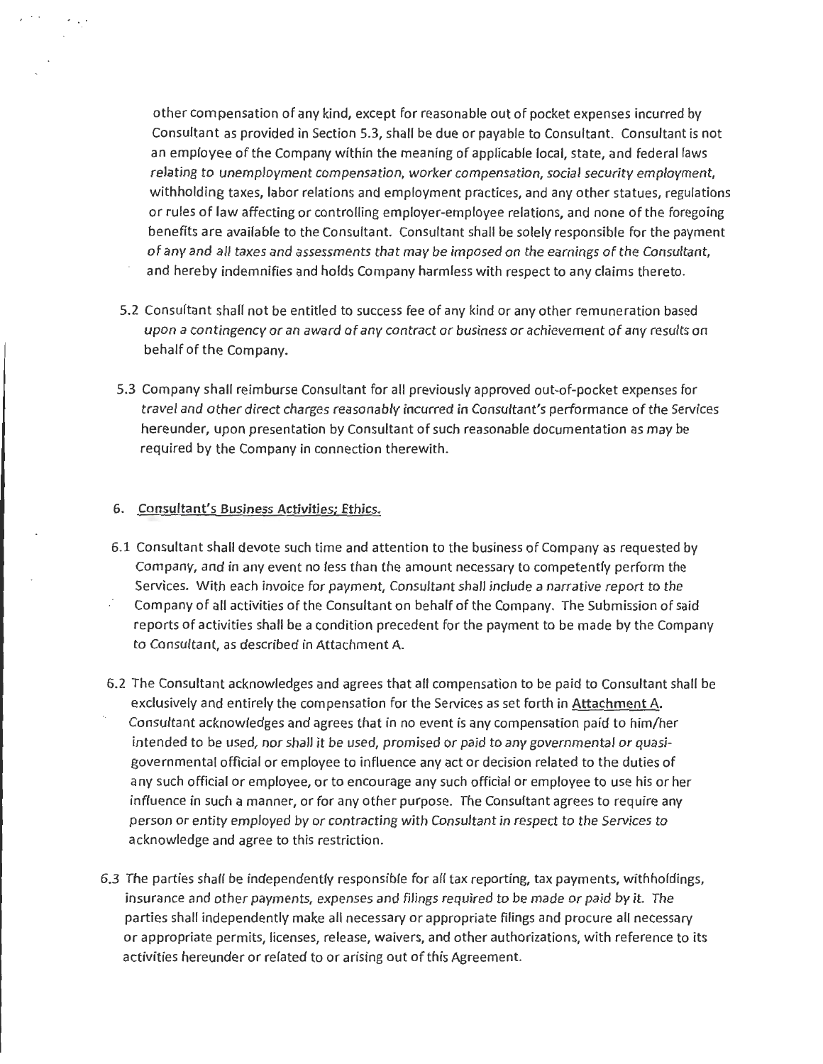other compensation of any kind, except for reasonable out of pocket expenses incurred by Consultant as provided in Section 5.3, shall be due or payable to Consultant. Consultant is not an employee of the Company within the meaning of applicable local, state, and federal laws relating to unemployment compensation, worker compensation, social security employment, withholding taxes, labor relations and employment practices, and any other statues, regulations or rules of law affecting or controlling employer-employee relations, and none of the foregoing benefits are available to the Consultant. Consultant shall be solely responsible for the payment of any and all taxes and assessments that may be imposed on the earnings of the Consultant, and hereby indemnifies and holds Company harmless with respect to any claims thereto.

5.2 Consultant shall not be entitled to success fee of any kind or any other remuneration based upon a contingency or an award of any contract or business or achievement of any results on behalf of the Company.

5.3 Company shall reimburse Consultant for all previously approved out-of-pocket expenses for travel and other direct charges reasonably incurred in Consultant's performance of the Services hereunder, upon presentation by Consultant of such reasonable documentation as may be required by the Company in connection therewith.

6. <u>Consultant's Business Activities; Ethics.</u>

6.1 Consultant shall devote such time and attention to the business of Company as requested by Company, and in any event no less than the amount necessary to competently perform the Services. With each invoice for payment, Consultant shall include a narrative report to the Company of all activities of the Consultant on behalf of the Company. The Submission of said reports of activities shall be a condition precedent for the payment to be made by the Company to Consultant, as described in Attachment A.

6.2 The Consultant acknowledges and agrees that all compensation to be paid to Consultant shall be exclusively and entirely the compensation for the Services as set forth in <u>Attachment A</u>. Consultant acknowledges and agrees that in no event is any compensation paid to him/her intended to be used, nor shall it be used, promised or paid to any governmental or quasi-governmental official or employee to influence any act or decision related to the duties of any such official or employee, or to encourage any such official or employee to use his or her influence in such a manner, or for any other purpose. The Consultant agrees to require any person or entity employed by or contracting with Consultant in respect to the Services to acknowledge and agree to this restriction.

6.3 The parties shall be independently responsible for all tax reporting, tax payments, withholdings, insurance and other payments, expenses and filings required to be made or paid by it. The parties shall independently make all necessary or appropriate filings and procure all necessary or appropriate permits, licenses, release, waivers, and other authorizations, with reference to its activities hereunder or related to or arising out of this Agreement.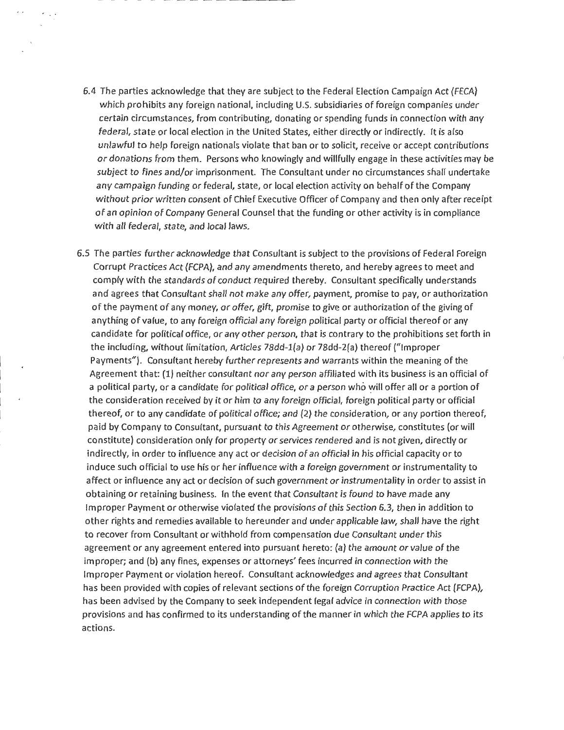6.4 The parties acknowledge that they are subject to the Federal Election Campaign Act (FECA) which prohibits any foreign national, including U.S. subsidiaries of foreign companies under certain circumstances, from contributing, donating or spending funds in connection with any federal, state or local election in the United States, either directly or indirectly. It is also unlawful to help foreign nationals violate that ban or to solicit, receive or accept contributions or donations from them. Persons who knowingly and willfully engage in these activities may be subject to fines and/or imprisonment. The Consultant under no circumstances shall undertake any campaign funding or federal, state, or local election activity on behalf of the Company without prior written consent of Chief Executive Officer of Company and then only after receipt of an opinion of Company General Counsel that the funding or other activity is in compliance with all federal, state, and local laws.

6.5 The parties further acknowledge that Consultant is subject to the provisions of Federal Foreign Corrupt Practices Act (FCPA), and any amendments thereto, and hereby agrees to meet and comply with the standards of conduct required thereby. Consultant specifically understands and agrees that Consultant shall not make any offer, payment, promise to pay, or authorization of the payment of any money, or offer, gift, promise to give or authorization of the giving of anything of value, to any foreign official any foreign political party or official thereof or any candidate for political office, or any other person, that is contrary to the prohibitions set forth in the including, without limitation, Articles 78dd-1(a) or 78dd-2(a) thereof ("Improper Payments"). Consultant hereby further represents and warrants within the meaning of the Agreement that: (1) neither consultant nor any person affiliated with its business is an official of a political party, or a candidate for political office, or a person who will offer all or a portion of the consideration received by it or him to any foreign official, foreign political party or official thereof, or to any candidate of political office; and (2) the consideration, or any portion thereof, paid by Company to Consultant, pursuant to this Agreement or otherwise, constitutes (or will constitute) consideration only for property or services rendered and is not given, directly or indirectly, in order to influence any act or decision of an official in his official capacity or to induce such official to use his or her influence with a foreign government or instrumentality to affect or influence any act or decision of such government or instrumentality in order to assist in obtaining or retaining business. In the event that Consultant is found to have made any Improper Payment or otherwise violated the provisions of this Section 6.3, then in addition to other rights and remedies available to hereunder and under applicable law, shall have the right to recover from Consultant or withhold from compensation due Consultant under this agreement or any agreement entered into pursuant hereto: (a) the amount or value of the improper; and (b) any fines, expenses or attorneys' fees incurred in connection with the Improper Payment or violation hereof. Consultant acknowledges and agrees that Consultant has been provided with copies of relevant sections of the foreign Corruption Practice Act (FCPA), has been advised by the Company to seek independent legal advice in connection with those provisions and has confirmed to its understanding of the manner in which the FCPA applies to its actions.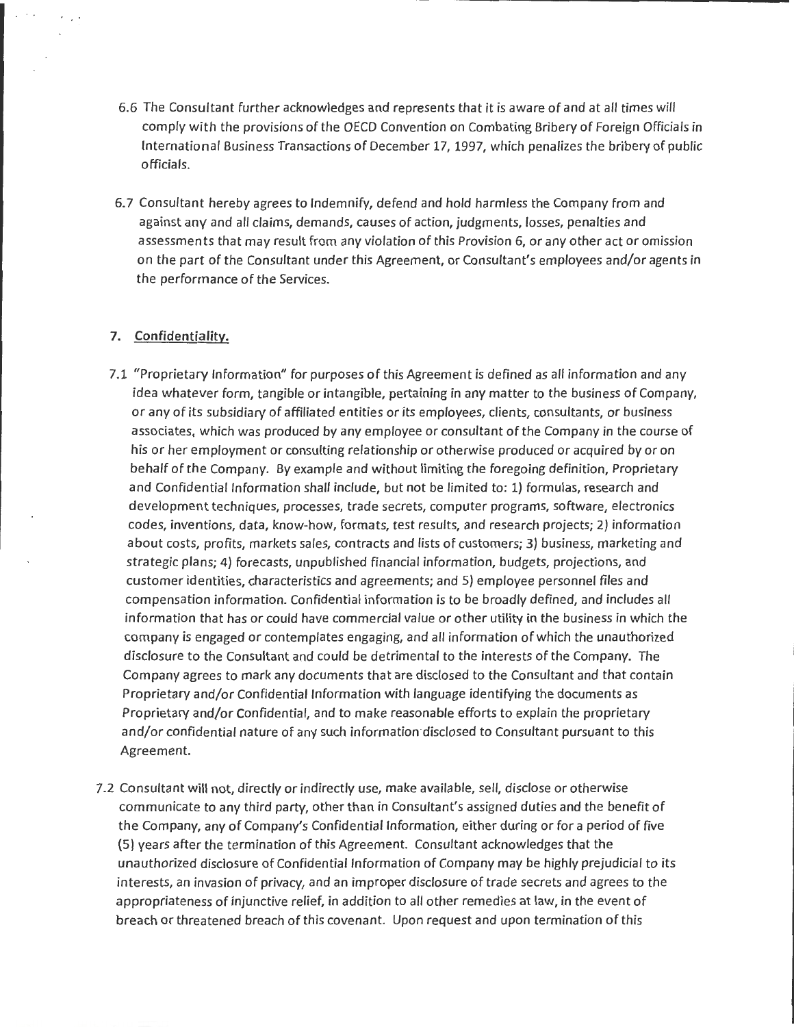6.6 The Consultant further acknowledges and represents that it is aware of and at all times will comply with the provisions of the OECD Convention on Combating Bribery of Foreign Officials in International Business Transactions of December 17, 1997, which penalizes the bribery of public officials.

6.7 Consultant hereby agrees to Indemnify, defend and hold harmless the Company from and against any and all claims, demands, causes of action, judgments, losses, penalties and assessments that may result from any violation of this Provision 6, or any other act or omission on the part of the Consultant under this Agreement, or Consultant's employees and/or agents in the performance of the Services.

## 7. Confidentiality.

7.1 "Proprietary Information" for purposes of this Agreement is defined as all information and any idea whatever form, tangible or intangible, pertaining in any matter to the business of Company, or any of its subsidiary of affiliated entities or its employees, clients, consultants, or business associates, which was produced by any employee or consultant of the Company in the course of his or her employment or consulting relationship or otherwise produced or acquired by or on behalf of the Company. By example and without limiting the foregoing definition, Proprietary and Confidential Information shall include, but not be limited to: 1) formulas, research and development techniques, processes, trade secrets, computer programs, software, electronics codes, inventions, data, know-how, formats, test results, and research projects; 2) information about costs, profits, markets sales, contracts and lists of customers; 3) business, marketing and strategic plans; 4) forecasts, unpublished financial information, budgets, projections, and customer identities, characteristics and agreements; and 5) employee personnel files and compensation information. Confidential information is to be broadly defined, and includes all information that has or could have commercial value or other utility in the business in which the company is engaged or contemplates engaging, and all information of which the unauthorized disclosure to the Consultant and could be detrimental to the interests of the Company. The Company agrees to mark any documents that are disclosed to the Consultant and that contain Proprietary and/or Confidential Information with language identifying the documents as Proprietary and/or Confidential, and to make reasonable efforts to explain the proprietary and/or confidential nature of any such information disclosed to Consultant pursuant to this Agreement.

7.2 Consultant will not, directly or indirectly use, make available, sell, disclose or otherwise communicate to any third party, other than in Consultant's assigned duties and the benefit of the Company, any of Company's Confidential Information, either during or for a period of five (5) years after the termination of this Agreement. Consultant acknowledges that the unauthorized disclosure of Confidential Information of Company may be highly prejudicial to its interests, an invasion of privacy, and an improper disclosure of trade secrets and agrees to the appropriateness of injunctive relief, in addition to all other remedies at law, in the event of breach or threatened breach of this covenant. Upon request and upon termination of this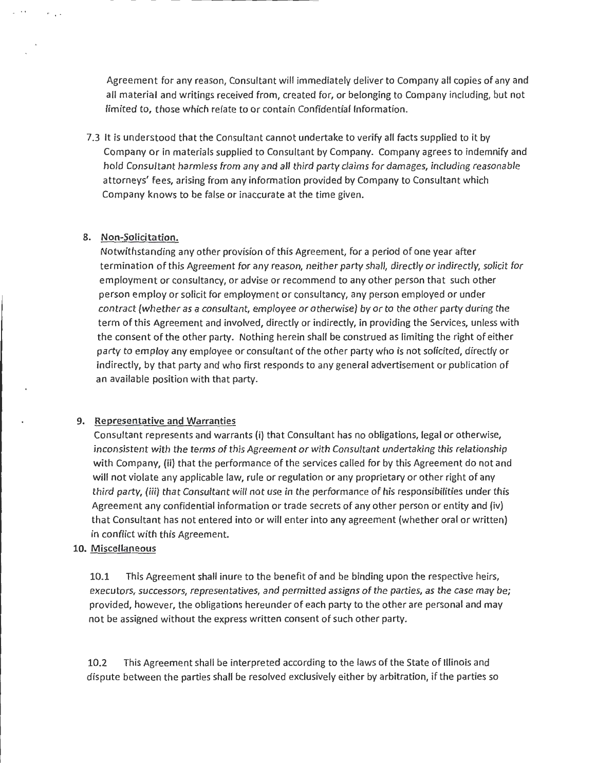Agreement for any reason, Consultant will immediately deliver to Company all copies of any and all material and writings received from, created for, or belonging to Company including, but not limited to, those which relate to or contain Confidential Information.

7.3 It is understood that the Consultant cannot undertake to verify all facts supplied to it by Company or in materials supplied to Consultant by Company. Company agrees to indemnify and hold Consultant harmless from any and all third party claims for damages, including reasonable attorneys' fees, arising from any information provided by Company to Consultant which Company knows to be false or inaccurate at the time given.

## 8. Non-Solicitation.

Notwithstanding any other provision of this Agreement, for a period of one year after termination of this Agreement for any reason, neither party shall, directly or indirectly, solicit for employment or consultancy, or advise or recommend to any other person that such other person employ or solicit for employment or consultancy, any person employed or under contract (whether as a consultant, employee or otherwise) by or to the other party during the term of this Agreement and involved, directly or indirectly, in providing the Services, unless with the consent of the other party. Nothing herein shall be construed as limiting the right of either party to employ any employee or consultant of the other party who is not solicited, directly or indirectly, by that party and who first responds to any general advertisement or publication of an available position with that party.

## 9. Representative and Warranties

Consultant represents and warrants (i) that Consultant has no obligations, legal or otherwise, inconsistent with the terms of this Agreement or with Consultant undertaking this relationship with Company, (ii) that the performance of the services called for by this Agreement do not and will not violate any applicable law, rule or regulation or any proprietary or other right of any third party, (iii) that Consultant will not use in the performance of his responsibilities under this Agreement any confidential information or trade secrets of any other person or entity and (iv) that Consultant has not entered into or will enter into any agreement (whether oral or written) in conflict with this Agreement.

## 10. Miscellaneous

10.1 This Agreement shall inure to the benefit of and be binding upon the respective heirs, executors, successors, representatives, and permitted assigns of the parties, as the case may be; provided, however, the obligations hereunder of each party to the other are personal and may not be assigned without the express written consent of such other party.

10.2 This Agreement shall be interpreted according to the laws of the State of Illinois and dispute between the parties shall be resolved exclusively either by arbitration, if the parties so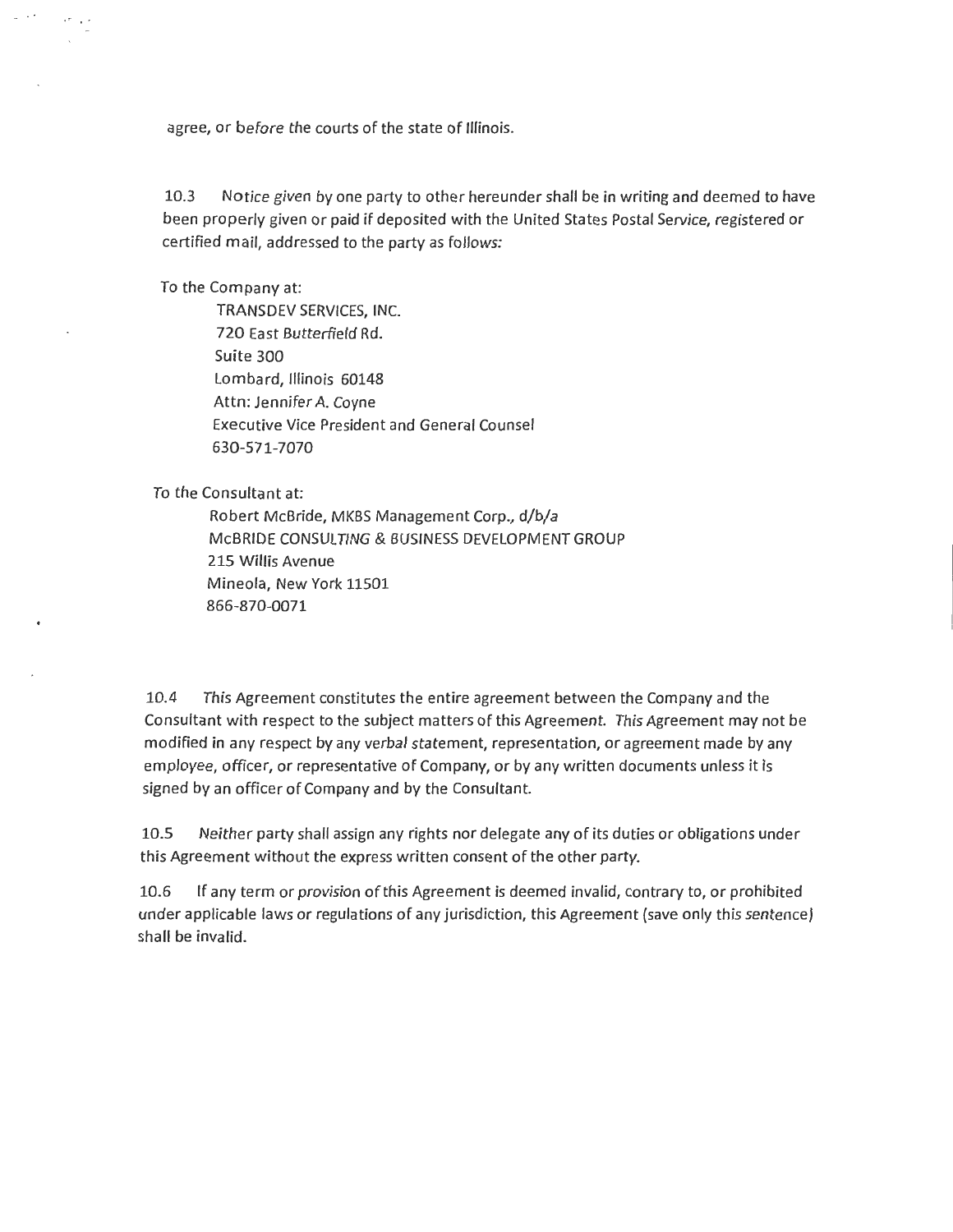agree, or before the courts of the state of Illinois.

10.3 Notice given by one party to other hereunder shall be in writing and deemed to have been properly given or paid if deposited with the United States Postal Service, registered or certified mail, addressed to the party as follows:

To the Company at:

TRANSDEV SERVICES, INC.
720 East Butterfield Rd.
Suite 300
Lombard, Illinois 60148
Attn: Jennifer A. Coyne
Executive Vice President and General Counsel
630-571-7070

To the Consultant at:

Robert McBride, MKBS Management Corp., d/b/a
McBRIDE CONSULTING & BUSINESS DEVELOPMENT GROUP
215 Willis Avenue
Mineola, New York 11501
866-870-0071

10.4 This Agreement constitutes the entire agreement between the Company and the Consultant with respect to the subject matters of this Agreement. This Agreement may not be modified in any respect by any verbal statement, representation, or agreement made by any employee, officer, or representative of Company, or by any written documents unless it is signed by an officer of Company and by the Consultant.

10.5 Neither party shall assign any rights nor delegate any of its duties or obligations under this Agreement without the express written consent of the other party.

10.6 If any term or provision of this Agreement is deemed invalid, contrary to, or prohibited under applicable laws or regulations of any jurisdiction, this Agreement (save only this sentence) shall be invalid.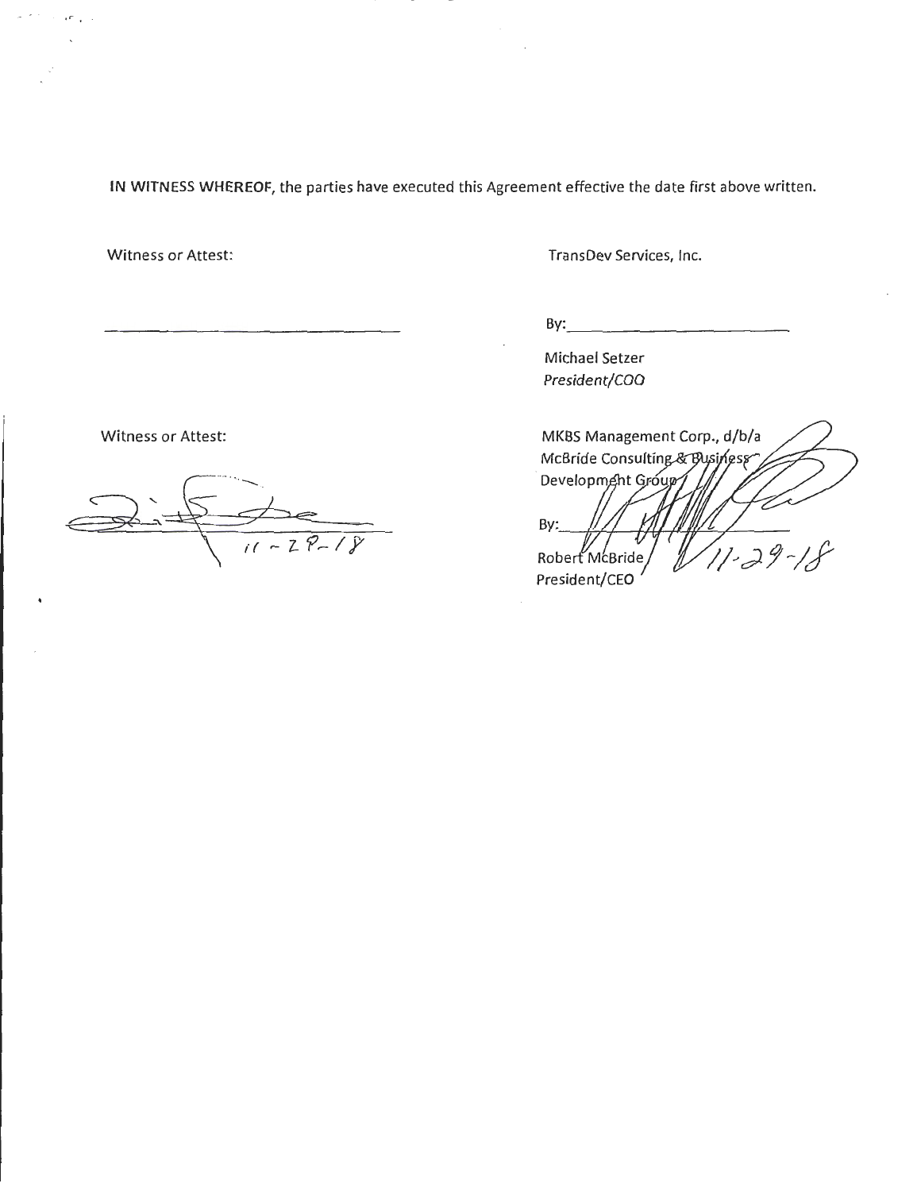**IN WITNESS WHEREOF**, the parties have executed this Agreement effective the date first above written.

| Witness or Attest: | TransDev Services, Inc. |
| --- | --- |
| ______________________________ | By: ______________________________ |
| | Michael Setzer<br>*President/COO* |
| Witness or Attest: | MKBS Management Corp., d/b/a McBride Consulting & Business Development Group |
| ______________________________ 11-29-18 | By: ______________________________ |
| | Robert McBride 11-29-18<br>President/CEO |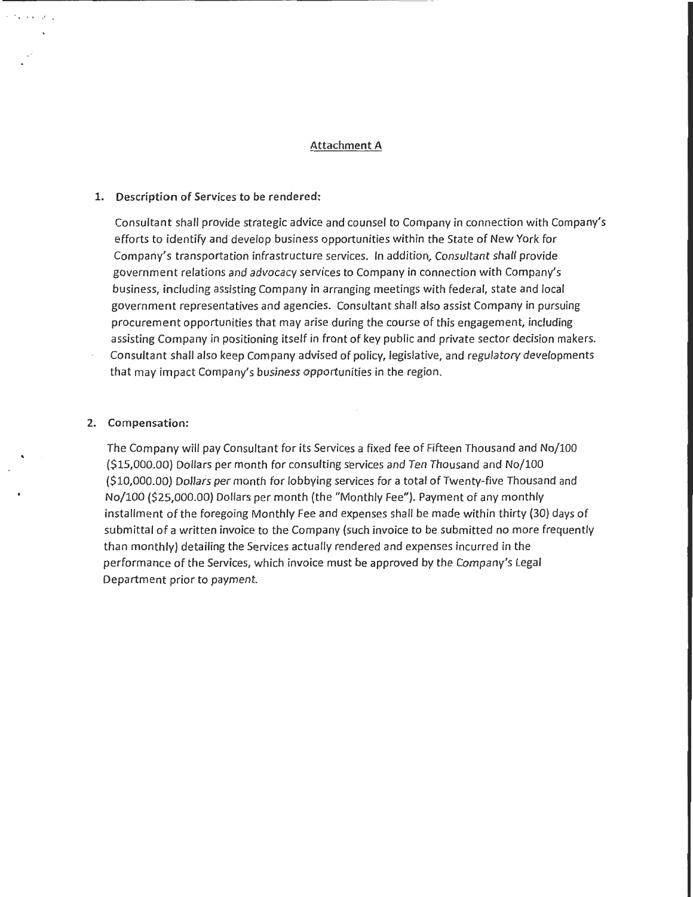## Attachment A

1. **Description of Services to be rendered:**

   Consultant shall provide strategic advice and counsel to Company in connection with Company's efforts to identify and develop business opportunities within the State of New York for Company's transportation infrastructure services. In addition, Consultant shall provide government relations and advocacy services to Company in connection with Company's business, including assisting Company in arranging meetings with federal, state and local government representatives and agencies. Consultant shall also assist Company in pursuing procurement opportunities that may arise during the course of this engagement, including assisting Company in positioning itself in front of key public and private sector decision makers. Consultant shall also keep Company advised of policy, legislative, and regulatory developments that may impact Company's business opportunities in the region.

2. **Compensation:**

   The Company will pay Consultant for its Services a fixed fee of Fifteen Thousand and No/100 ($15,000.00) Dollars per month for consulting services and Ten Thousand and No/100 ($10,000.00) Dollars per month for lobbying services for a total of Twenty-five Thousand and No/100 ($25,000.00) Dollars per month (the "Monthly Fee"). Payment of any monthly installment of the foregoing Monthly Fee and expenses shall be made within thirty (30) days of submittal of a written invoice to the Company (such invoice to be submitted no more frequently than monthly) detailing the Services actually rendered and expenses incurred in the performance of the Services, which invoice must be approved by the Company's Legal Department prior to payment.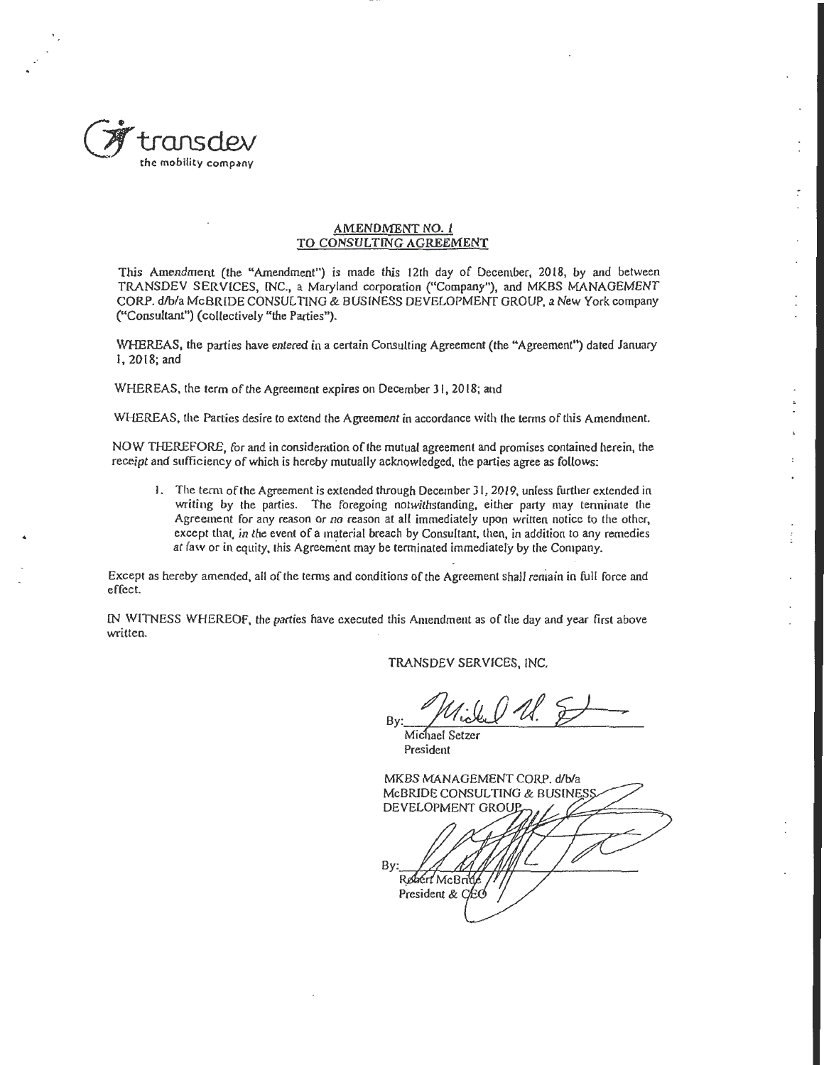transdev
the mobility company

## AMENDMENT NO. 1
## TO CONSULTING AGREEMENT

This Amendment (the "Amendment") is made this 12th day of December, 2018, by and between TRANSDEV SERVICES, INC., a Maryland corporation ("Company"), and MKBS MANAGEMENT CORP. d/b/a McBRIDE CONSULTING & BUSINESS DEVELOPMENT GROUP, a New York company ("Consultant") (collectively "the Parties").

WHEREAS, the parties have entered in a certain Consulting Agreement (the "Agreement") dated January 1, 2018; and

WHEREAS, the term of the Agreement expires on December 31, 2018; and

WHEREAS, the Parties desire to extend the Agreement in accordance with the terms of this Amendment.

NOW THEREFORE, for and in consideration of the mutual agreement and promises contained herein, the receipt and sufficiency of which is hereby mutually acknowledged, the parties agree as follows:

1. The term of the Agreement is extended through December 31, 2019, unless further extended in writing by the parties. The foregoing notwithstanding, either party may terminate the Agreement for any reason or no reason at all immediately upon written notice to the other, except that, in the event of a material breach by Consultant, then, in addition to any remedies at law or in equity, this Agreement may be terminated immediately by the Company.

Except as hereby amended, all of the terms and conditions of the Agreement shall remain in full force and effect.

IN WITNESS WHEREOF, the parties have executed this Amendment as of the day and year first above written.

TRANSDEV SERVICES, INC.

By: ____________________
Michael Setzer
President

MKBS MANAGEMENT CORP. d/b/a
McBRIDE CONSULTING & BUSINESS
DEVELOPMENT GROUP

By: ____________________
Robert McBride
President & CEO